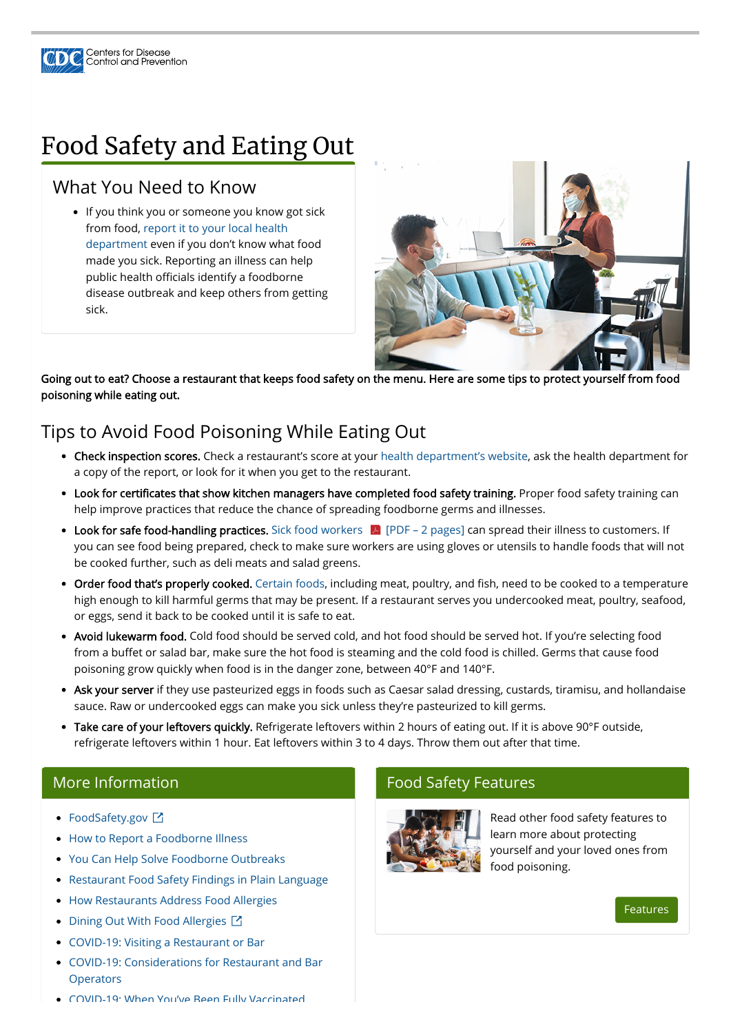# Food Safety and Eating Out

## What You Need to Know

- If you think you or someone you know got sick from food, report it to your local health department even if you don't know what food made you sick. Reporting an illness can help public health officials identify a foodborne disease outbreak and keep others from getting sick.

**Going out to eat? Choose a restaurant that keeps food safety on the menu. Here are some tips to protect yourself from food poisoning while eating out.**

## Tips to Avoid Food Poisoning While Eating Out

- **Check inspection scores.** Check a restaurant's score at your health department's website, ask the health department for a copy of the report, or look for it when you get to the restaurant.
- **Look for certificates that show kitchen managers have completed food safety training.** Proper food safety training can help improve practices that reduce the chance of spreading foodborne germs and illnesses.
- **Look for safe food-handling practices.** Sick food workers [PDF – 2 pages] can spread their illness to customers. If you can see food being prepared, check to make sure workers are using gloves or utensils to handle foods that will not be cooked further, such as deli meats and salad greens.
- **Order food that's properly cooked.** Certain foods, including meat, poultry, and fish, need to be cooked to a temperature high enough to kill harmful germs that may be present. If a restaurant serves you undercooked meat, poultry, seafood, or eggs, send it back to be cooked until it is safe to eat.
- **Avoid lukewarm food.** Cold food should be served cold, and hot food should be served hot. If you're selecting food from a buffet or salad bar, make sure the hot food is steaming and the cold food is chilled. Germs that cause food poisoning grow quickly when food is in the danger zone, between 40°F and 140°F.
- **Ask your server** if they use pasteurized eggs in foods such as Caesar salad dressing, custards, tiramisu, and hollandaise sauce. Raw or undercooked eggs can make you sick unless they're pasteurized to kill germs.
- **Take care of your leftovers quickly.** Refrigerate leftovers within 2 hours of eating out. If it is above 90°F outside, refrigerate leftovers within 1 hour. Eat leftovers within 3 to 4 days. Throw them out after that time.

## More Information

- FoodSafety.gov
- How to Report a Foodborne Illness
- You Can Help Solve Foodborne Outbreaks
- Restaurant Food Safety Findings in Plain Language
- How Restaurants Address Food Allergies
- Dining Out With Food Allergies
- COVID-19: Visiting a Restaurant or Bar
- COVID-19: Considerations for Restaurant and Bar Operators
- COVID-19: When You've Been Fully Vaccinated

## Food Safety Features

Read other food safety features to learn more about protecting yourself and your loved ones from food poisoning.

Features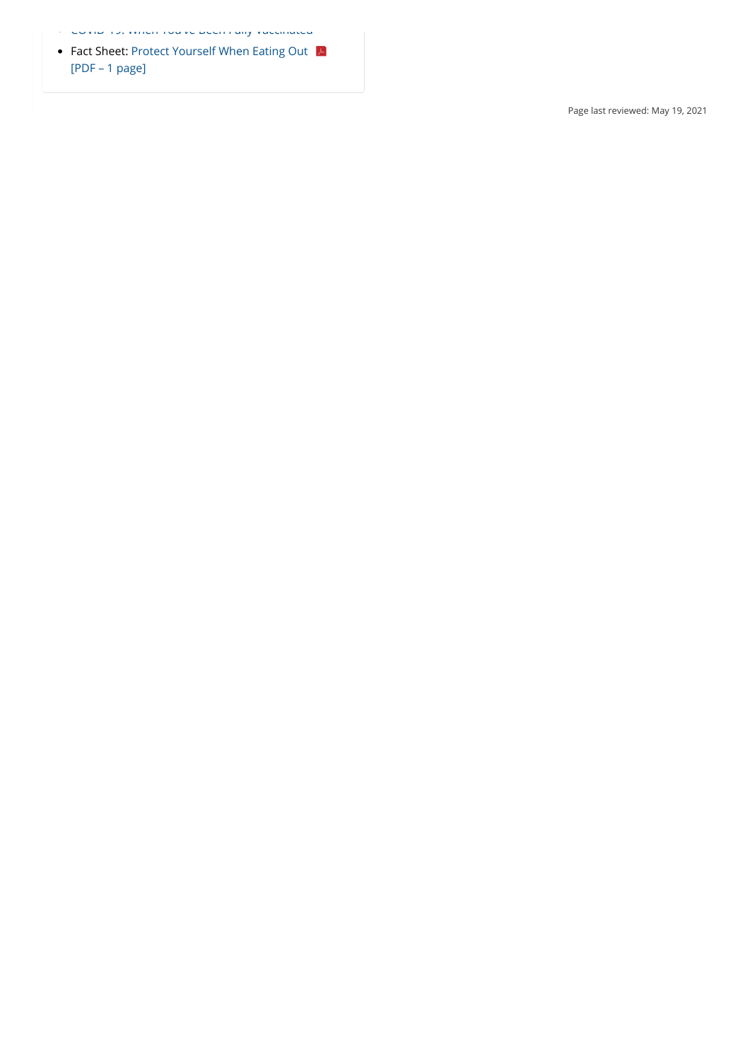- COVID-19: When You've Been Fully Vaccinated
- Fact Sheet: Protect Yourself When Eating Out [PDF – 1 page]

Page last reviewed: May 19, 2021